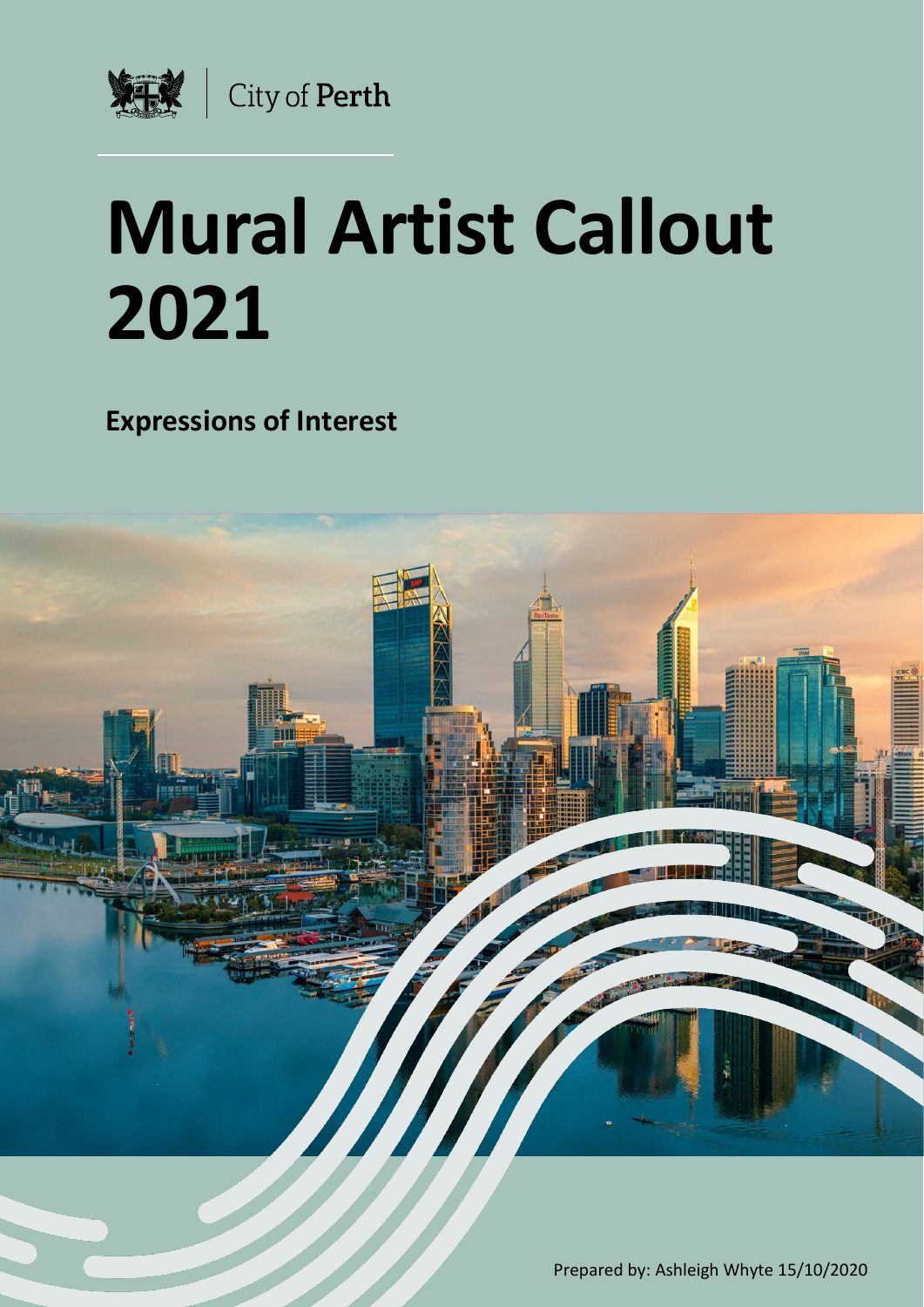City of Perth

# Mural Artist Callout 2021

**Expressions of Interest**

Prepared by: Ashleigh Whyte 15/10/2020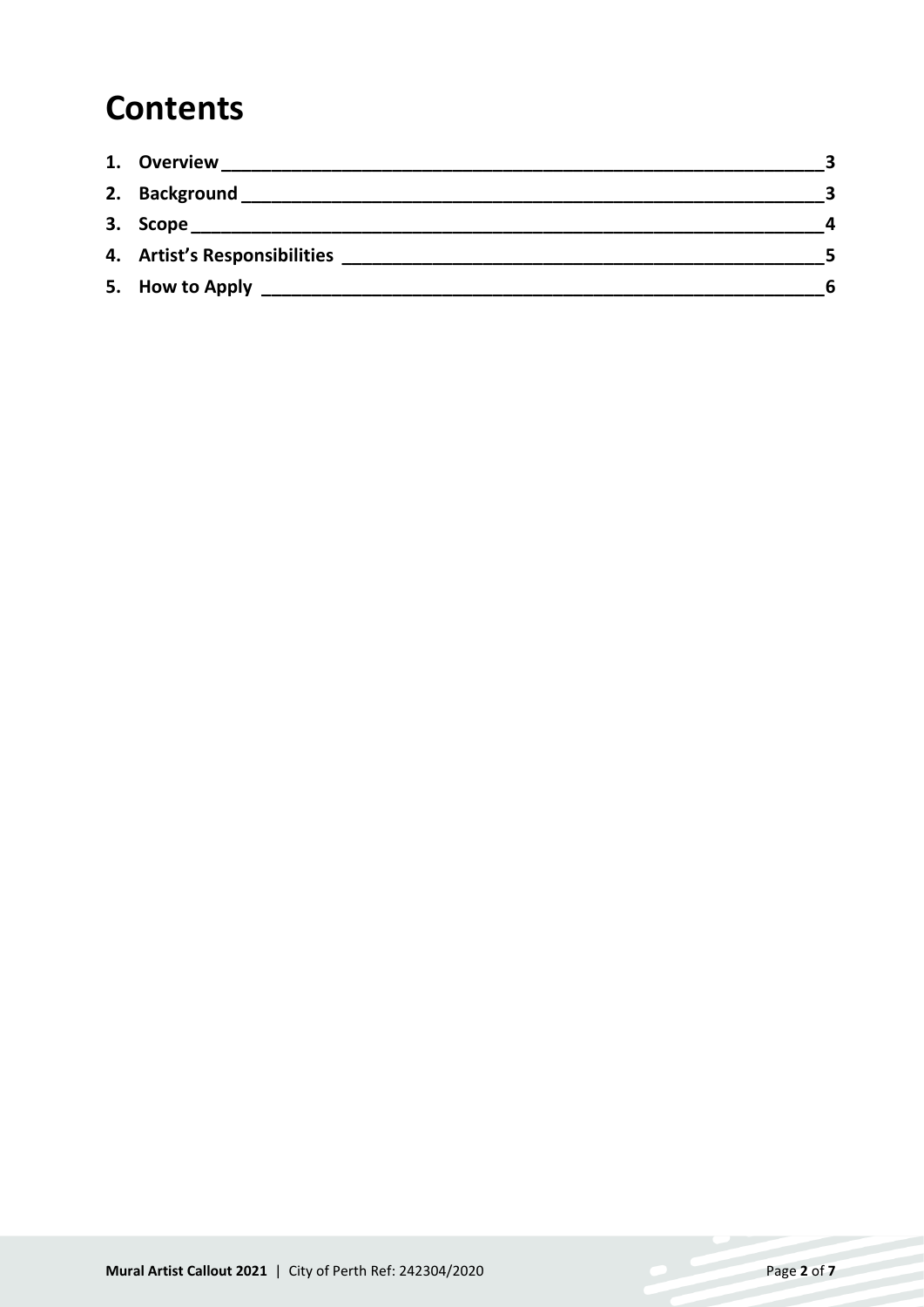# Contents

1. Overview ____ 3
2. Background ____ 3
3. Scope ____ 4
4. Artist's Responsibilities ____ 5
5. How to Apply ____ 6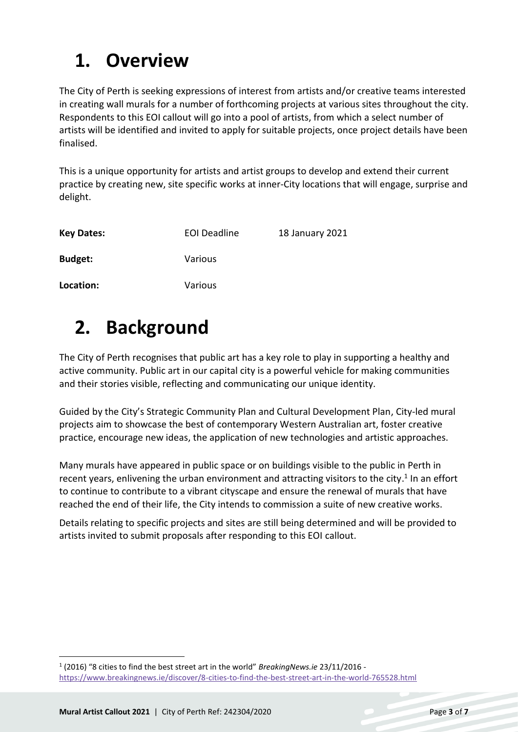# 1. Overview

The City of Perth is seeking expressions of interest from artists and/or creative teams interested in creating wall murals for a number of forthcoming projects at various sites throughout the city. Respondents to this EOI callout will go into a pool of artists, from which a select number of artists will be identified and invited to apply for suitable projects, once project details have been finalised.

This is a unique opportunity for artists and artist groups to develop and extend their current practice by creating new, site specific works at inner-City locations that will engage, surprise and delight.

| | | |
|---|---|---|
| **Key Dates:** | EOI Deadline | 18 January 2021 |
| **Budget:** | Various | |
| **Location:** | Various | |

# 2. Background

The City of Perth recognises that public art has a key role to play in supporting a healthy and active community. Public art in our capital city is a powerful vehicle for making communities and their stories visible, reflecting and communicating our unique identity.

Guided by the City's Strategic Community Plan and Cultural Development Plan, City-led mural projects aim to showcase the best of contemporary Western Australian art, foster creative practice, encourage new ideas, the application of new technologies and artistic approaches.

Many murals have appeared in public space or on buildings visible to the public in Perth in recent years, enlivening the urban environment and attracting visitors to the city.[1] In an effort to continue to contribute to a vibrant cityscape and ensure the renewal of murals that have reached the end of their life, the City intends to commission a suite of new creative works.

Details relating to specific projects and sites are still being determined and will be provided to artists invited to submit proposals after responding to this EOI callout.

---

[1] (2016) "8 cities to find the best street art in the world" *BreakingNews.ie* 23/11/2016 - https://www.breakingnews.ie/discover/8-cities-to-find-the-best-street-art-in-the-world-765528.html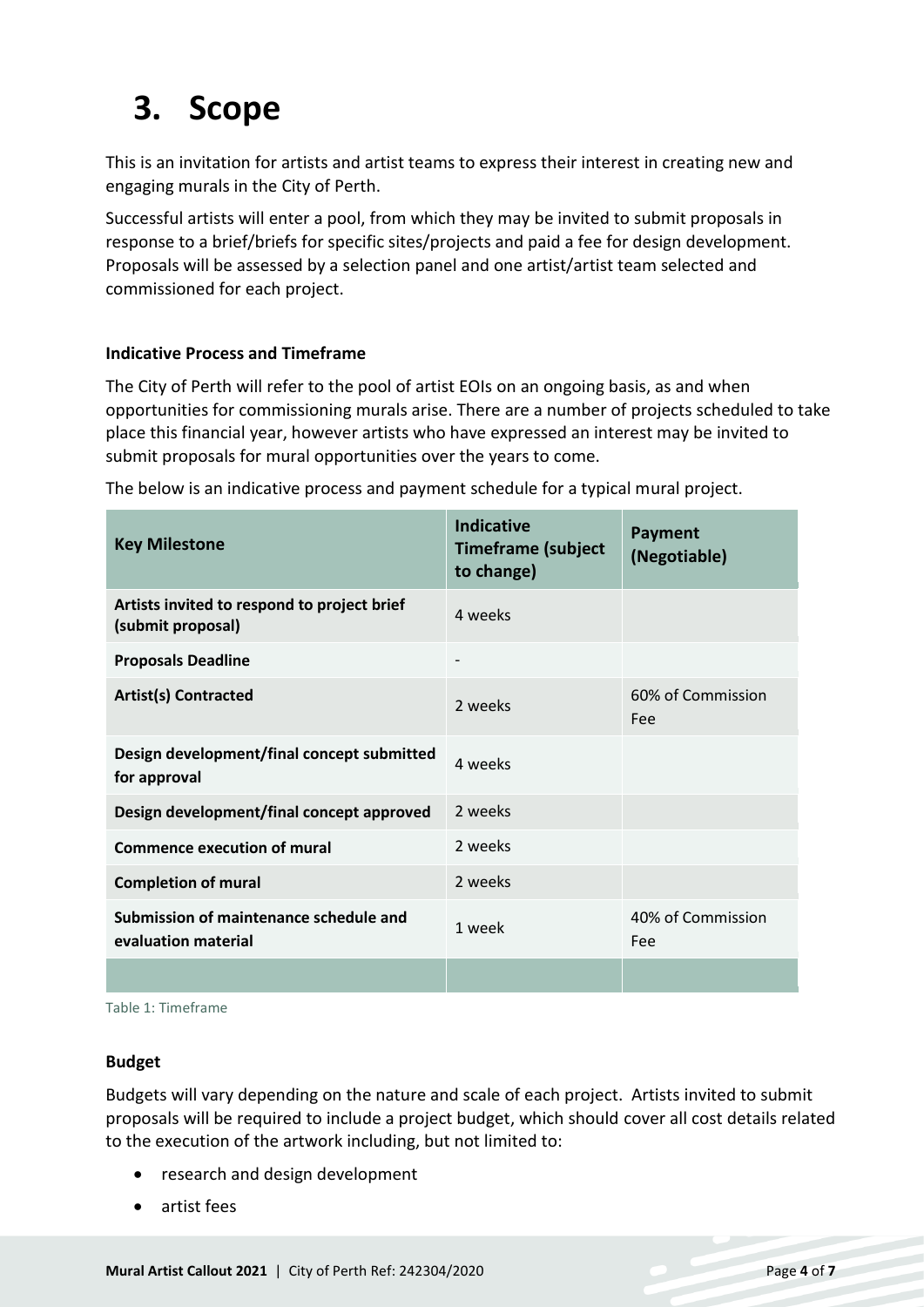# 3. Scope

This is an invitation for artists and artist teams to express their interest in creating new and engaging murals in the City of Perth.

Successful artists will enter a pool, from which they may be invited to submit proposals in response to a brief/briefs for specific sites/projects and paid a fee for design development. Proposals will be assessed by a selection panel and one artist/artist team selected and commissioned for each project.

**Indicative Process and Timeframe**

The City of Perth will refer to the pool of artist EOIs on an ongoing basis, as and when opportunities for commissioning murals arise. There are a number of projects scheduled to take place this financial year, however artists who have expressed an interest may be invited to submit proposals for mural opportunities over the years to come.

The below is an indicative process and payment schedule for a typical mural project.

| Key Milestone | Indicative Timeframe (subject to change) | Payment (Negotiable) |
|---|---|---|
| **Artists invited to respond to project brief (submit proposal)** | 4 weeks | |
| **Proposals Deadline** | - | |
| **Artist(s) Contracted** | 2 weeks | 60% of Commission Fee |
| **Design development/final concept submitted for approval** | 4 weeks | |
| **Design development/final concept approved** | 2 weeks | |
| **Commence execution of mural** | 2 weeks | |
| **Completion of mural** | 2 weeks | |
| **Submission of maintenance schedule and evaluation material** | 1 week | 40% of Commission Fee |
| | | |

Table 1: Timeframe

**Budget**

Budgets will vary depending on the nature and scale of each project. Artists invited to submit proposals will be required to include a project budget, which should cover all cost details related to the execution of the artwork including, but not limited to:

- research and design development
- artist fees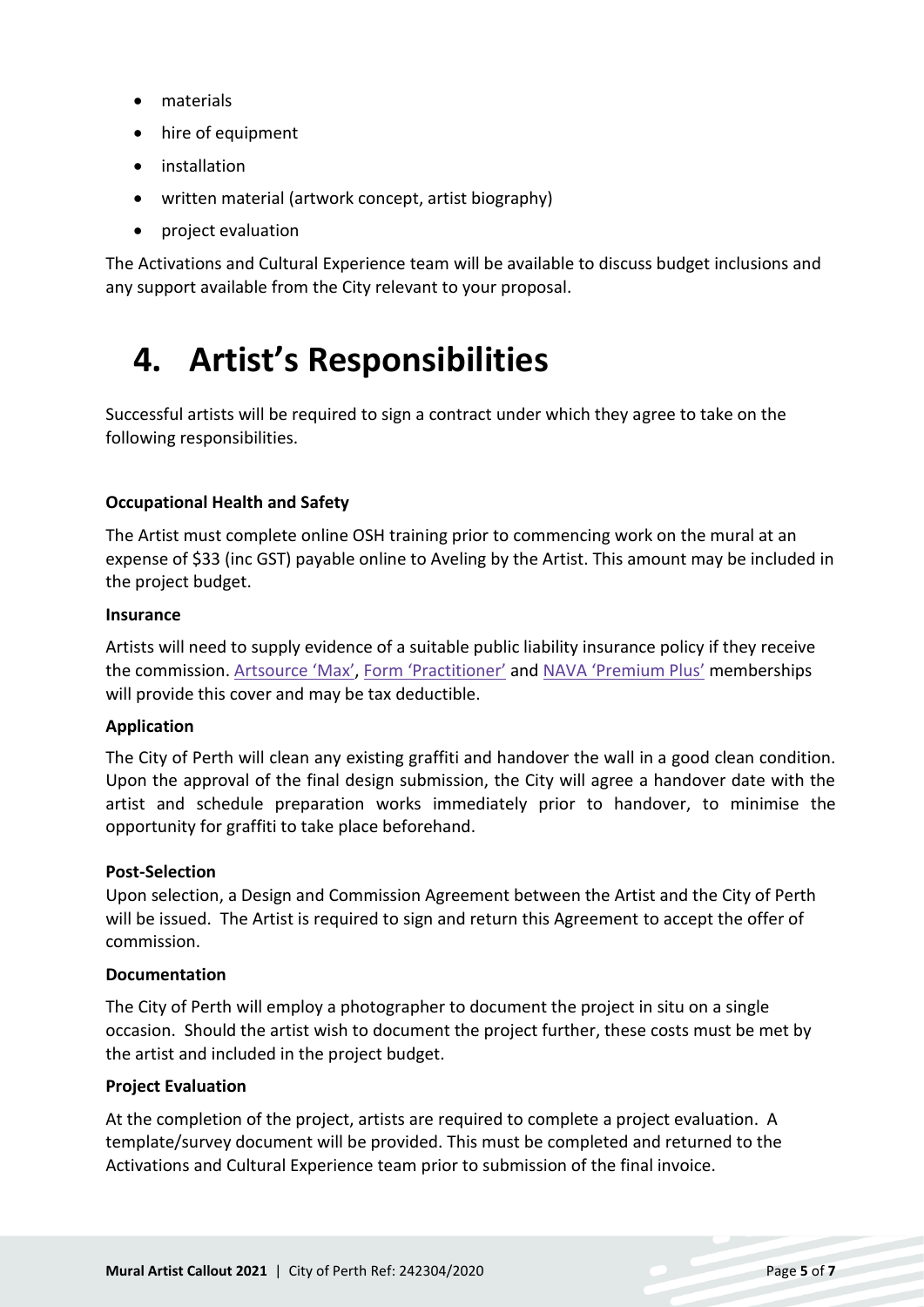- materials
- hire of equipment
- installation
- written material (artwork concept, artist biography)
- project evaluation

The Activations and Cultural Experience team will be available to discuss budget inclusions and any support available from the City relevant to your proposal.

# 4. Artist's Responsibilities

Successful artists will be required to sign a contract under which they agree to take on the following responsibilities.

**Occupational Health and Safety**

The Artist must complete online OSH training prior to commencing work on the mural at an expense of $33 (inc GST) payable online to Aveling by the Artist. This amount may be included in the project budget.

**Insurance**

Artists will need to supply evidence of a suitable public liability insurance policy if they receive the commission. Artsource 'Max', Form 'Practitioner' and NAVA 'Premium Plus' memberships will provide this cover and may be tax deductible.

**Application**

The City of Perth will clean any existing graffiti and handover the wall in a good clean condition. Upon the approval of the final design submission, the City will agree a handover date with the artist and schedule preparation works immediately prior to handover, to minimise the opportunity for graffiti to take place beforehand.

**Post-Selection**

Upon selection, a Design and Commission Agreement between the Artist and the City of Perth will be issued. The Artist is required to sign and return this Agreement to accept the offer of commission.

**Documentation**

The City of Perth will employ a photographer to document the project in situ on a single occasion. Should the artist wish to document the project further, these costs must be met by the artist and included in the project budget.

**Project Evaluation**

At the completion of the project, artists are required to complete a project evaluation. A template/survey document will be provided. This must be completed and returned to the Activations and Cultural Experience team prior to submission of the final invoice.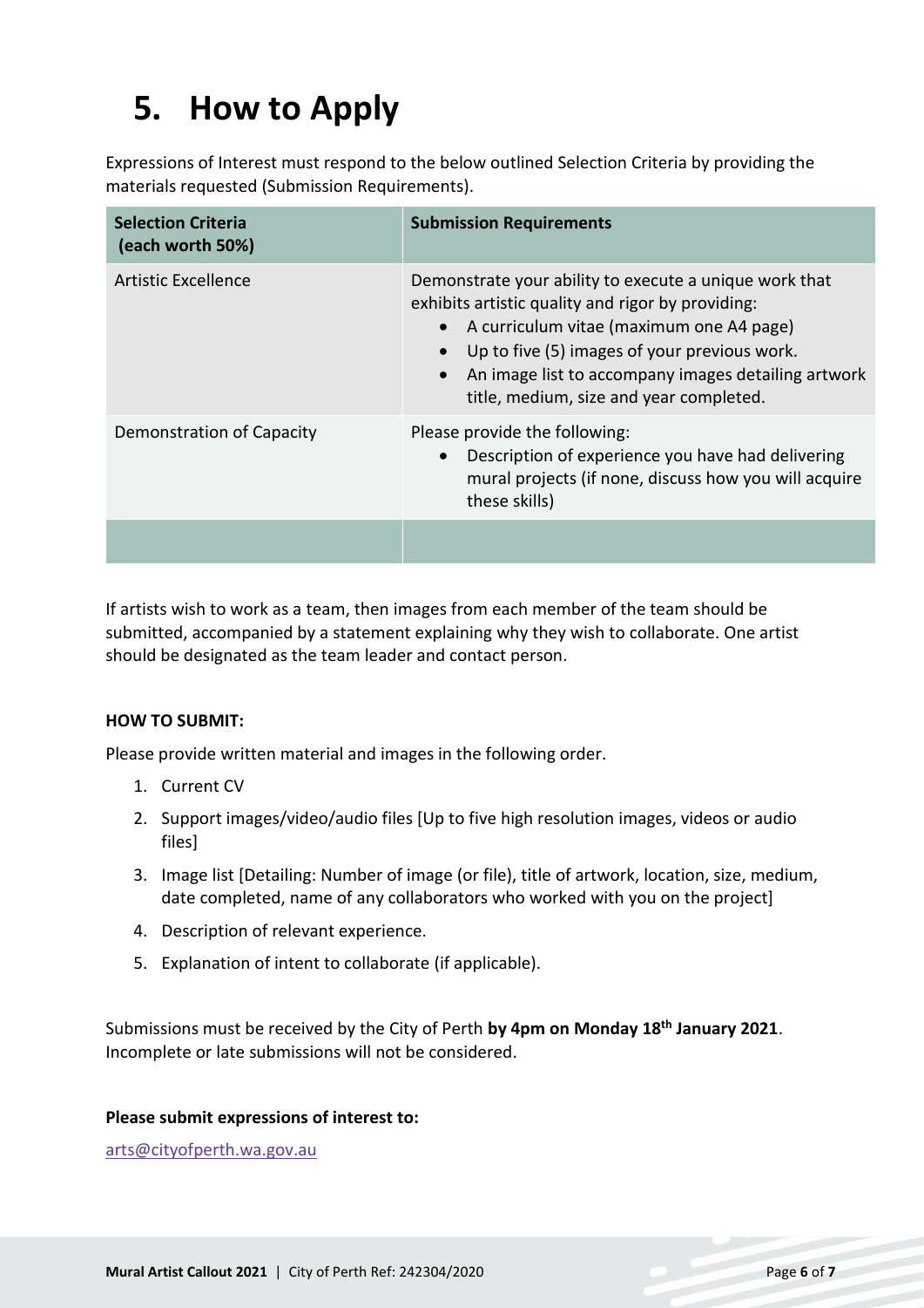# 5. How to Apply

Expressions of Interest must respond to the below outlined Selection Criteria by providing the materials requested (Submission Requirements).

| Selection Criteria (each worth 50%) | Submission Requirements |
|---|---|
| Artistic Excellence | Demonstrate your ability to execute a unique work that exhibits artistic quality and rigor by providing:<br>• A curriculum vitae (maximum one A4 page)<br>• Up to five (5) images of your previous work.<br>• An image list to accompany images detailing artwork title, medium, size and year completed. |
| Demonstration of Capacity | Please provide the following:<br>• Description of experience you have had delivering mural projects (if none, discuss how you will acquire these skills) |
| | |

If artists wish to work as a team, then images from each member of the team should be submitted, accompanied by a statement explaining why they wish to collaborate. One artist should be designated as the team leader and contact person.

**HOW TO SUBMIT:**

Please provide written material and images in the following order.

1. Current CV
2. Support images/video/audio files [Up to five high resolution images, videos or audio files]
3. Image list [Detailing: Number of image (or file), title of artwork, location, size, medium, date completed, name of any collaborators who worked with you on the project]
4. Description of relevant experience.
5. Explanation of intent to collaborate (if applicable).

Submissions must be received by the City of Perth **by 4pm on Monday 18th January 2021**. Incomplete or late submissions will not be considered.

**Please submit expressions of interest to:**

arts@cityofperth.wa.gov.au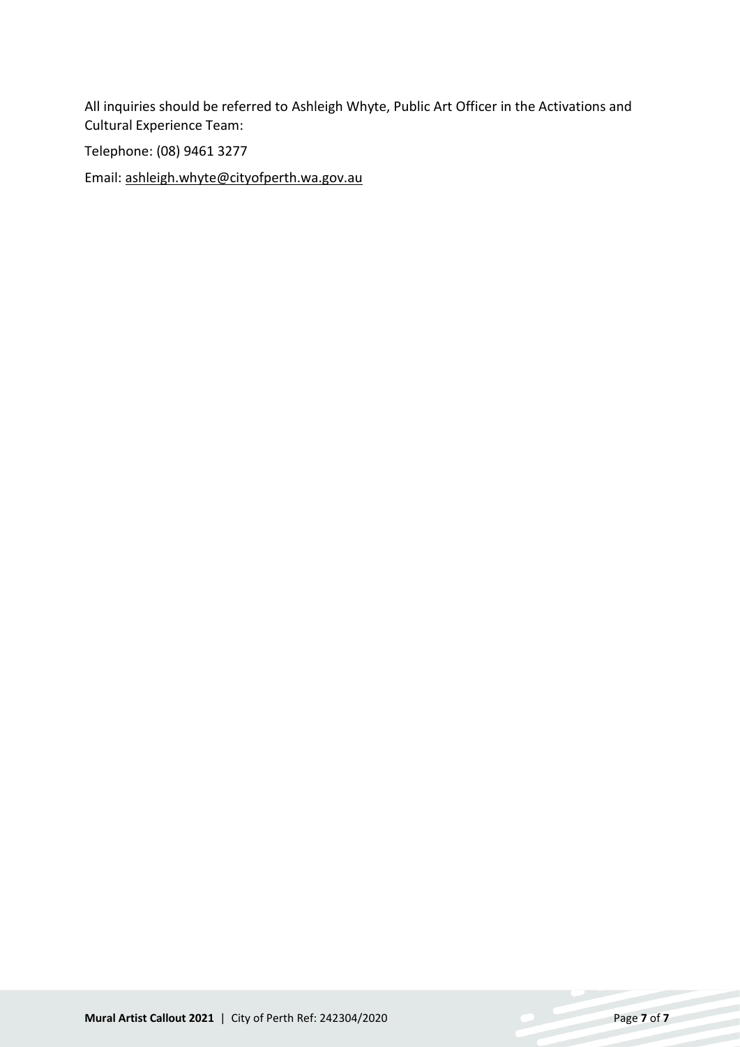All inquiries should be referred to Ashleigh Whyte, Public Art Officer in the Activations and Cultural Experience Team:

Telephone: (08) 9461 3277

Email: ashleigh.whyte@cityofperth.wa.gov.au